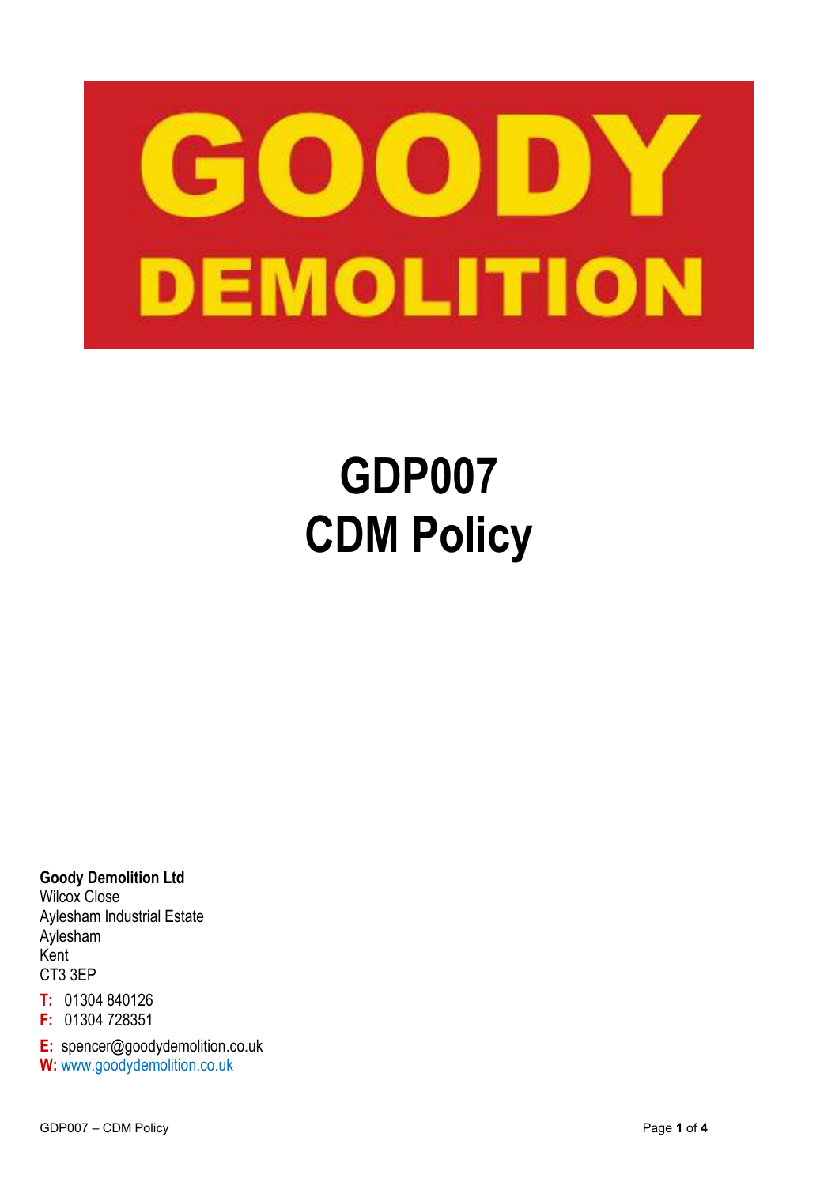GOODY DEMOLITION

# GDP007
# CDM Policy

**Goody Demolition Ltd**
Wilcox Close
Aylesham Industrial Estate
Aylesham
Kent
CT3 3EP

**T:** 01304 840126
**F:** 01304 728351

**E:** spencer@goodydemolition.co.uk
**W:** www.goodydemolition.co.uk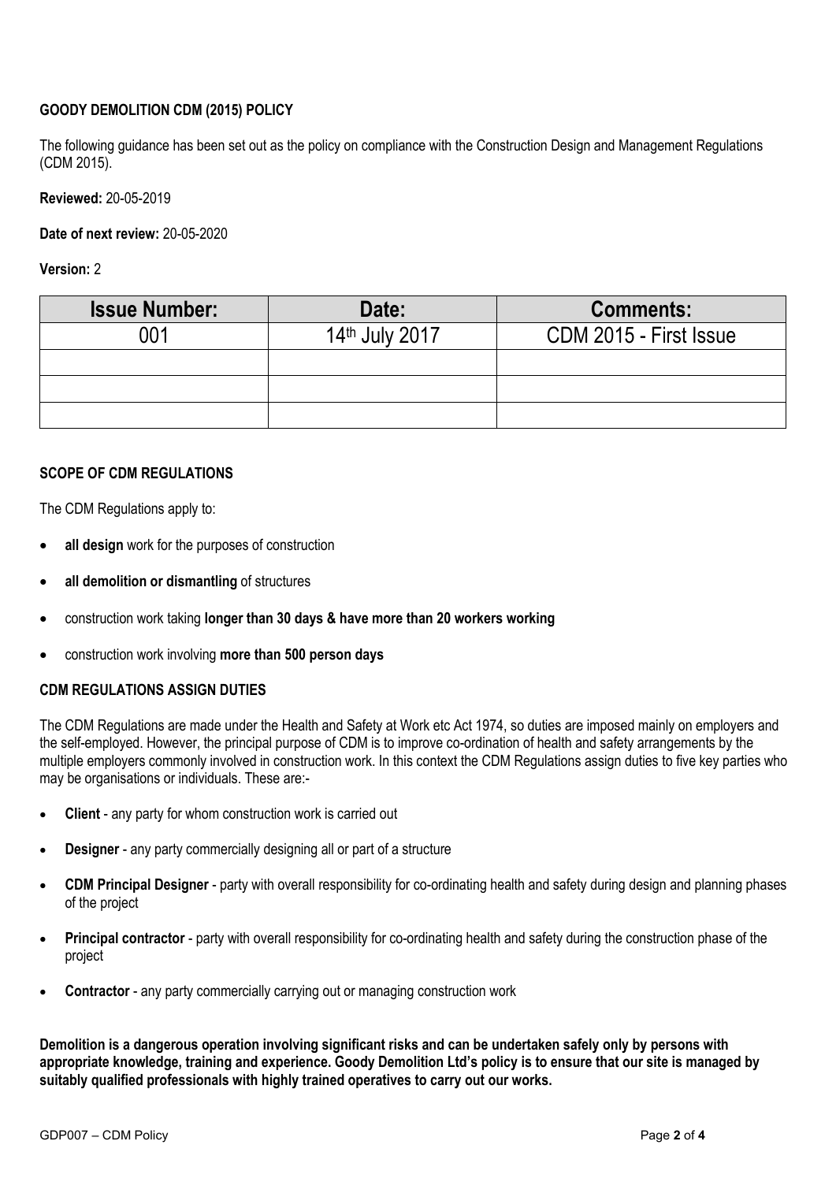**GOODY DEMOLITION CDM (2015) POLICY**

The following guidance has been set out as the policy on compliance with the Construction Design and Management Regulations (CDM 2015).

**Reviewed:** 20-05-2019

**Date of next review:** 20-05-2020

**Version:** 2

| Issue Number: | Date: | Comments: |
|---|---|---|
| 001 | 14th July 2017 | CDM 2015 - First Issue |
| | | |
| | | |
| | | |

**SCOPE OF CDM REGULATIONS**

The CDM Regulations apply to:

- **all design** work for the purposes of construction
- **all demolition or dismantling** of structures
- construction work taking **longer than 30 days & have more than 20 workers working**
- construction work involving **more than 500 person days**

**CDM REGULATIONS ASSIGN DUTIES**

The CDM Regulations are made under the Health and Safety at Work etc Act 1974, so duties are imposed mainly on employers and the self-employed. However, the principal purpose of CDM is to improve co-ordination of health and safety arrangements by the multiple employers commonly involved in construction work. In this context the CDM Regulations assign duties to five key parties who may be organisations or individuals. These are:-

- **Client** - any party for whom construction work is carried out
- **Designer** - any party commercially designing all or part of a structure
- **CDM Principal Designer** - party with overall responsibility for co-ordinating health and safety during design and planning phases of the project
- **Principal contractor** - party with overall responsibility for co-ordinating health and safety during the construction phase of the project
- **Contractor** - any party commercially carrying out or managing construction work

**Demolition is a dangerous operation involving significant risks and can be undertaken safely only by persons with appropriate knowledge, training and experience. Goody Demolition Ltd's policy is to ensure that our site is managed by suitably qualified professionals with highly trained operatives to carry out our works.**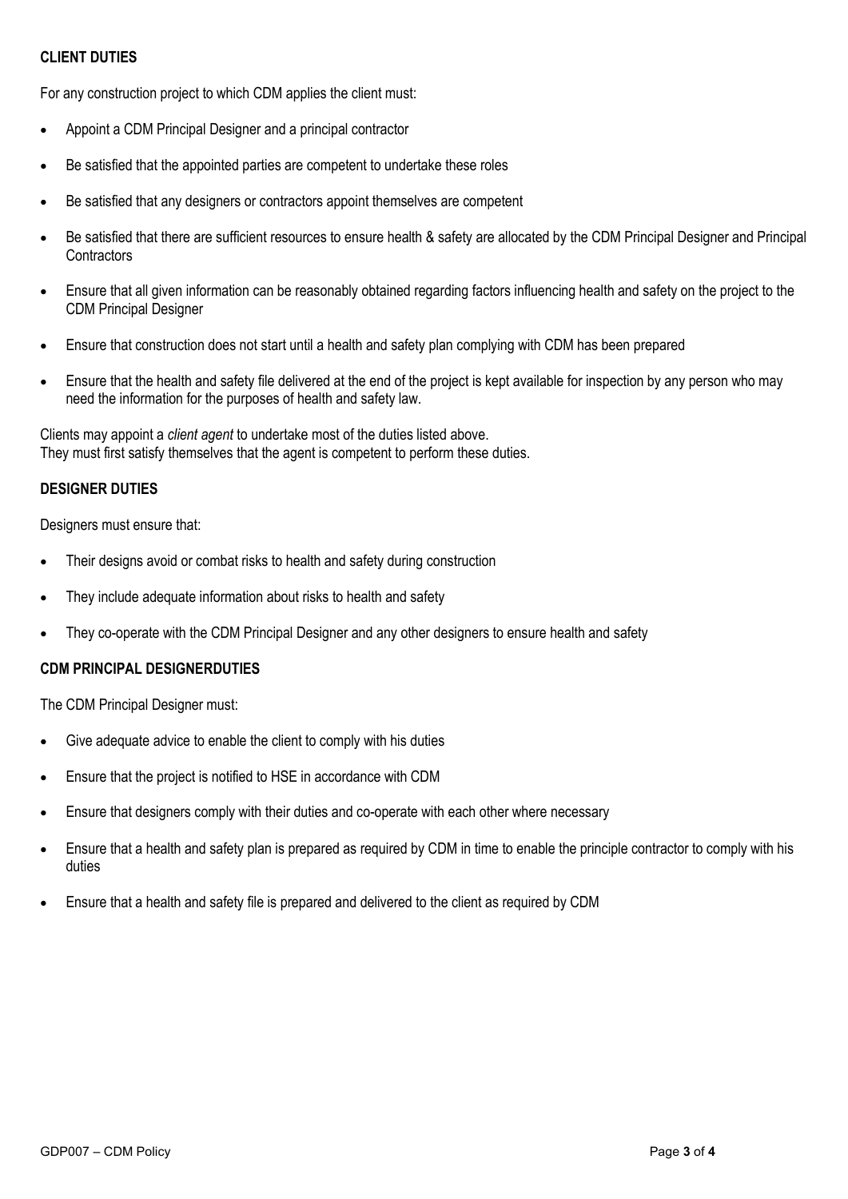**CLIENT DUTIES**

For any construction project to which CDM applies the client must:

- Appoint a CDM Principal Designer and a principal contractor
- Be satisfied that the appointed parties are competent to undertake these roles
- Be satisfied that any designers or contractors appoint themselves are competent
- Be satisfied that there are sufficient resources to ensure health & safety are allocated by the CDM Principal Designer and Principal Contractors
- Ensure that all given information can be reasonably obtained regarding factors influencing health and safety on the project to the CDM Principal Designer
- Ensure that construction does not start until a health and safety plan complying with CDM has been prepared
- Ensure that the health and safety file delivered at the end of the project is kept available for inspection by any person who may need the information for the purposes of health and safety law.

Clients may appoint a *client agent* to undertake most of the duties listed above.
They must first satisfy themselves that the agent is competent to perform these duties.

**DESIGNER DUTIES**

Designers must ensure that:

- Their designs avoid or combat risks to health and safety during construction
- They include adequate information about risks to health and safety
- They co-operate with the CDM Principal Designer and any other designers to ensure health and safety

**CDM PRINCIPAL DESIGNERDUTIES**

The CDM Principal Designer must:

- Give adequate advice to enable the client to comply with his duties
- Ensure that the project is notified to HSE in accordance with CDM
- Ensure that designers comply with their duties and co-operate with each other where necessary
- Ensure that a health and safety plan is prepared as required by CDM in time to enable the principle contractor to comply with his duties
- Ensure that a health and safety file is prepared and delivered to the client as required by CDM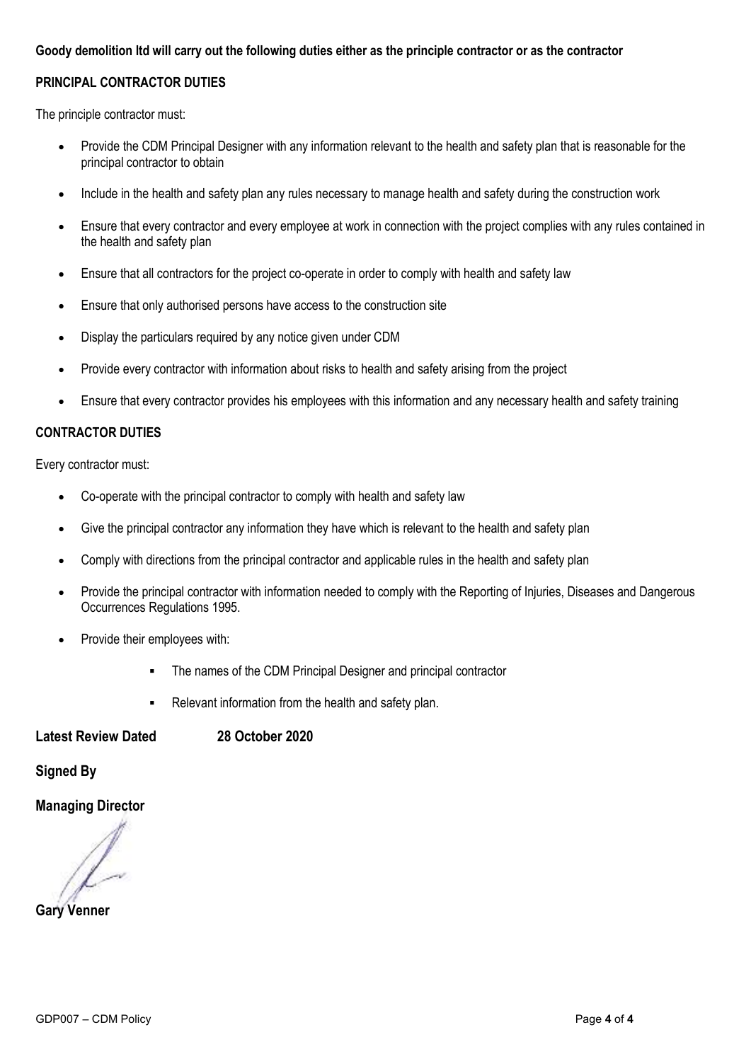**Goody demolition ltd will carry out the following duties either as the principle contractor or as the contractor**

**PRINCIPAL CONTRACTOR DUTIES**

The principle contractor must:

- Provide the CDM Principal Designer with any information relevant to the health and safety plan that is reasonable for the principal contractor to obtain
- Include in the health and safety plan any rules necessary to manage health and safety during the construction work
- Ensure that every contractor and every employee at work in connection with the project complies with any rules contained in the health and safety plan
- Ensure that all contractors for the project co-operate in order to comply with health and safety law
- Ensure that only authorised persons have access to the construction site
- Display the particulars required by any notice given under CDM
- Provide every contractor with information about risks to health and safety arising from the project
- Ensure that every contractor provides his employees with this information and any necessary health and safety training

**CONTRACTOR DUTIES**

Every contractor must:

- Co-operate with the principal contractor to comply with health and safety law
- Give the principal contractor any information they have which is relevant to the health and safety plan
- Comply with directions from the principal contractor and applicable rules in the health and safety plan
- Provide the principal contractor with information needed to comply with the Reporting of Injuries, Diseases and Dangerous Occurrences Regulations 1995.
- Provide their employees with:
  - The names of the CDM Principal Designer and principal contractor
  - Relevant information from the health and safety plan.

**Latest Review Dated 28 October 2020**

**Signed By**

**Managing Director**

**Gary Venner**

GDP007 – CDM Policy